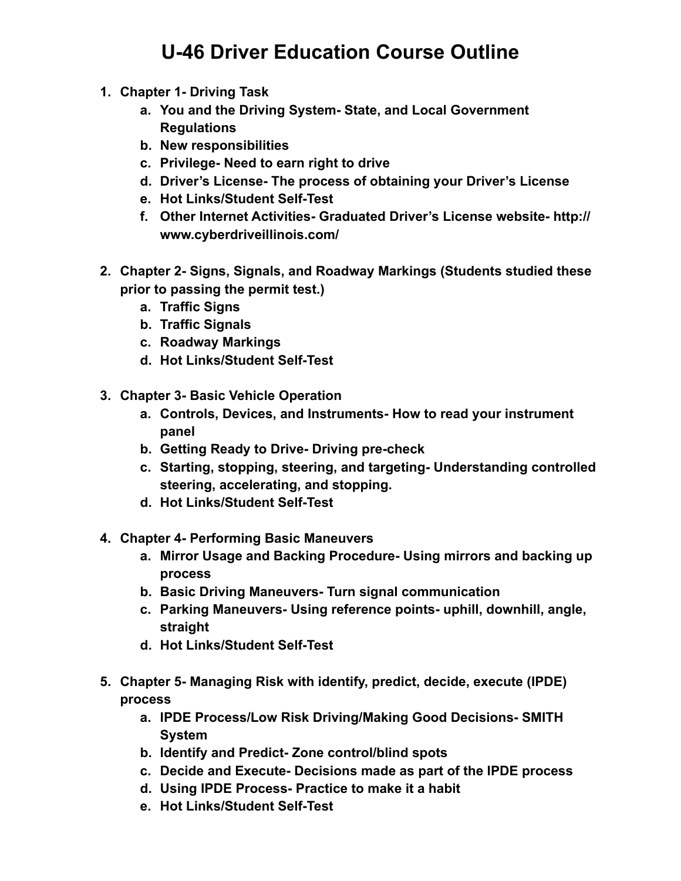# U-46 Driver Education Course Outline

1. **Chapter 1- Driving Task**
    a. **You and the Driving System- State, and Local Government Regulations**
    b. **New responsibilities**
    c. **Privilege- Need to earn right to drive**
    d. **Driver's License- The process of obtaining your Driver's License**
    e. **Hot Links/Student Self-Test**
    f. **Other Internet Activities- Graduated Driver's License website- http://www.cyberdriveillinois.com/**

2. **Chapter 2- Signs, Signals, and Roadway Markings (Students studied these prior to passing the permit test.)**
    a. **Traffic Signs**
    b. **Traffic Signals**
    c. **Roadway Markings**
    d. **Hot Links/Student Self-Test**

3. **Chapter 3- Basic Vehicle Operation**
    a. **Controls, Devices, and Instruments- How to read your instrument panel**
    b. **Getting Ready to Drive- Driving pre-check**
    c. **Starting, stopping, steering, and targeting- Understanding controlled steering, accelerating, and stopping.**
    d. **Hot Links/Student Self-Test**

4. **Chapter 4- Performing Basic Maneuvers**
    a. **Mirror Usage and Backing Procedure- Using mirrors and backing up process**
    b. **Basic Driving Maneuvers- Turn signal communication**
    c. **Parking Maneuvers- Using reference points- uphill, downhill, angle, straight**
    d. **Hot Links/Student Self-Test**

5. **Chapter 5- Managing Risk with identify, predict, decide, execute (IPDE) process**
    a. **IPDE Process/Low Risk Driving/Making Good Decisions- SMITH System**
    b. **Identify and Predict- Zone control/blind spots**
    c. **Decide and Execute- Decisions made as part of the IPDE process**
    d. **Using IPDE Process- Practice to make it a habit**
    e. **Hot Links/Student Self-Test**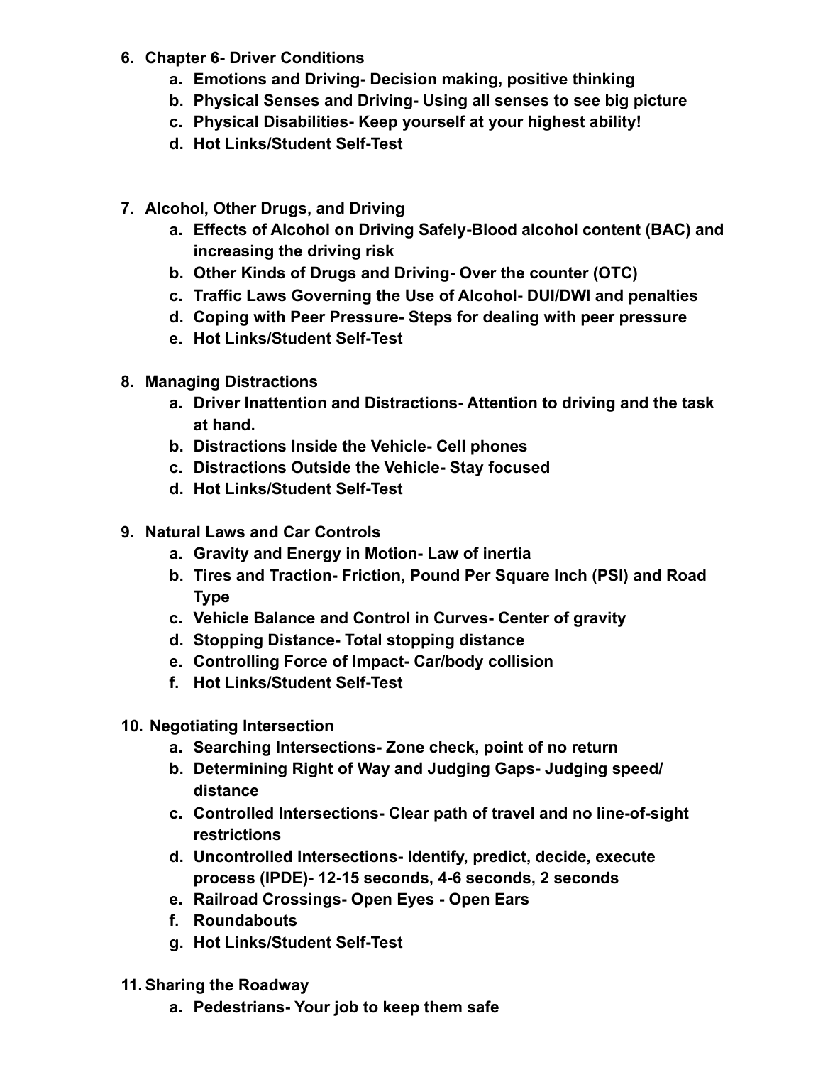6. **Chapter 6- Driver Conditions**
    a. **Emotions and Driving- Decision making, positive thinking**
    b. **Physical Senses and Driving- Using all senses to see big picture**
    c. **Physical Disabilities- Keep yourself at your highest ability!**
    d. **Hot Links/Student Self-Test**

7. **Alcohol, Other Drugs, and Driving**
    a. **Effects of Alcohol on Driving Safely-Blood alcohol content (BAC) and increasing the driving risk**
    b. **Other Kinds of Drugs and Driving- Over the counter (OTC)**
    c. **Traffic Laws Governing the Use of Alcohol- DUI/DWI and penalties**
    d. **Coping with Peer Pressure- Steps for dealing with peer pressure**
    e. **Hot Links/Student Self-Test**

8. **Managing Distractions**
    a. **Driver Inattention and Distractions- Attention to driving and the task at hand.**
    b. **Distractions Inside the Vehicle- Cell phones**
    c. **Distractions Outside the Vehicle- Stay focused**
    d. **Hot Links/Student Self-Test**

9. **Natural Laws and Car Controls**
    a. **Gravity and Energy in Motion- Law of inertia**
    b. **Tires and Traction- Friction, Pound Per Square Inch (PSI) and Road Type**
    c. **Vehicle Balance and Control in Curves- Center of gravity**
    d. **Stopping Distance- Total stopping distance**
    e. **Controlling Force of Impact- Car/body collision**
    f. **Hot Links/Student Self-Test**

10. **Negotiating Intersection**
    a. **Searching Intersections- Zone check, point of no return**
    b. **Determining Right of Way and Judging Gaps- Judging speed/ distance**
    c. **Controlled Intersections- Clear path of travel and no line-of-sight restrictions**
    d. **Uncontrolled Intersections- Identify, predict, decide, execute process (IPDE)- 12-15 seconds, 4-6 seconds, 2 seconds**
    e. **Railroad Crossings- Open Eyes - Open Ears**
    f. **Roundabouts**
    g. **Hot Links/Student Self-Test**

11. **Sharing the Roadway**
    a. **Pedestrians- Your job to keep them safe**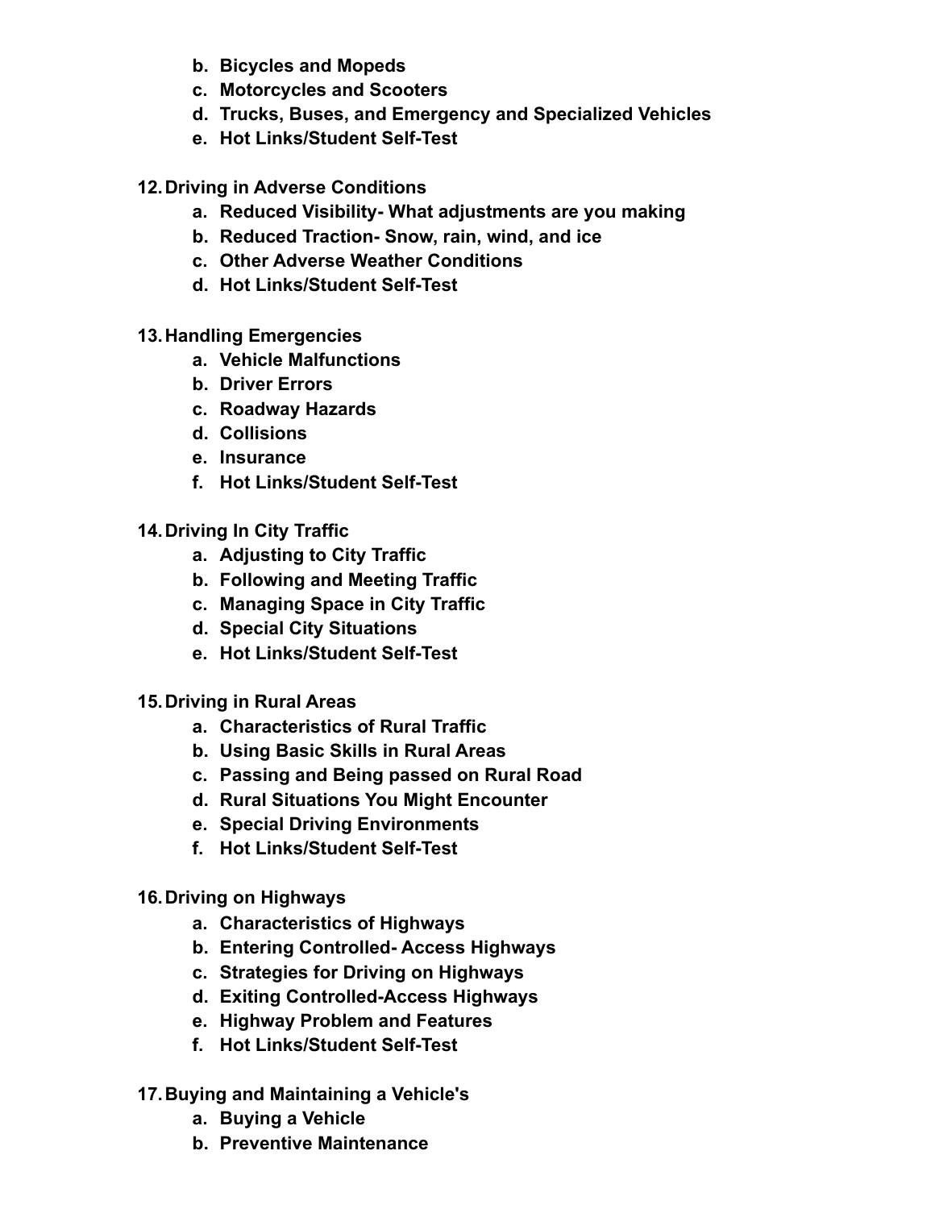b. **Bicycles and Mopeds**
   c. **Motorcycles and Scooters**
   d. **Trucks, Buses, and Emergency and Specialized Vehicles**
   e. **Hot Links/Student Self-Test**

12. **Driving in Adverse Conditions**
    a. **Reduced Visibility- What adjustments are you making**
    b. **Reduced Traction- Snow, rain, wind, and ice**
    c. **Other Adverse Weather Conditions**
    d. **Hot Links/Student Self-Test**

13. **Handling Emergencies**
    a. **Vehicle Malfunctions**
    b. **Driver Errors**
    c. **Roadway Hazards**
    d. **Collisions**
    e. **Insurance**
    f. **Hot Links/Student Self-Test**

14. **Driving In City Traffic**
    a. **Adjusting to City Traffic**
    b. **Following and Meeting Traffic**
    c. **Managing Space in City Traffic**
    d. **Special City Situations**
    e. **Hot Links/Student Self-Test**

15. **Driving in Rural Areas**
    a. **Characteristics of Rural Traffic**
    b. **Using Basic Skills in Rural Areas**
    c. **Passing and Being passed on Rural Road**
    d. **Rural Situations You Might Encounter**
    e. **Special Driving Environments**
    f. **Hot Links/Student Self-Test**

16. **Driving on Highways**
    a. **Characteristics of Highways**
    b. **Entering Controlled- Access Highways**
    c. **Strategies for Driving on Highways**
    d. **Exiting Controlled-Access Highways**
    e. **Highway Problem and Features**
    f. **Hot Links/Student Self-Test**

17. **Buying and Maintaining a Vehicle's**
    a. **Buying a Vehicle**
    b. **Preventive Maintenance**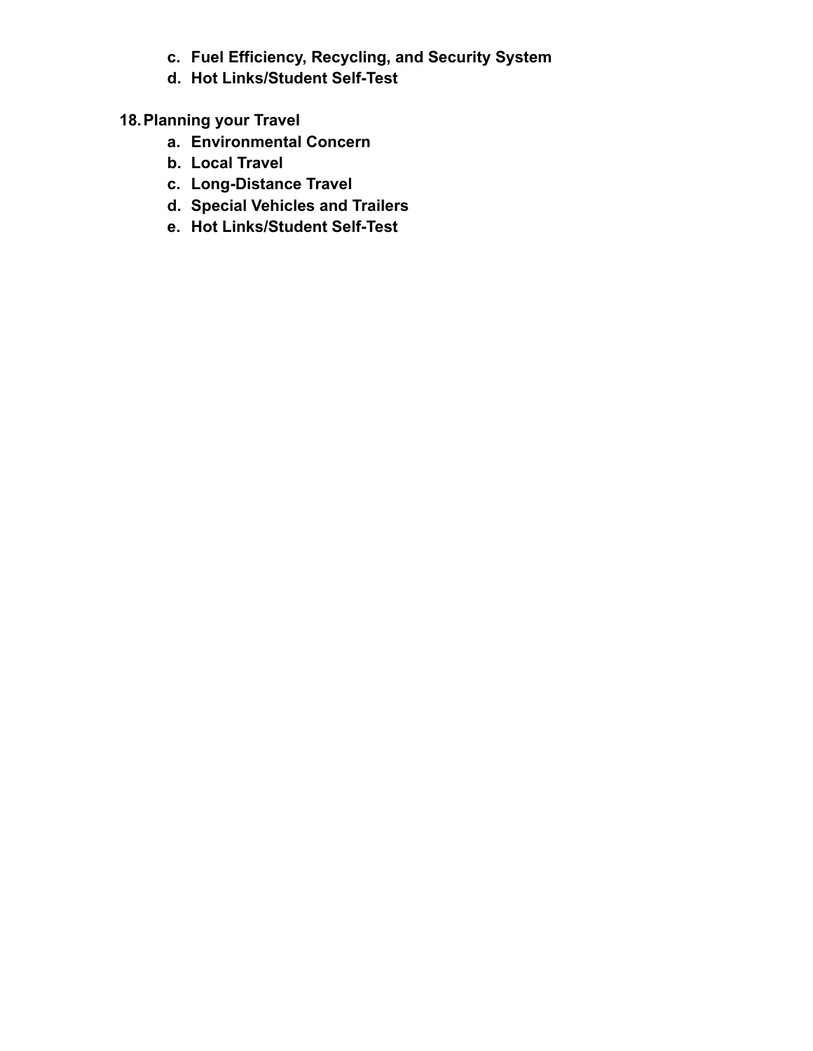c. **Fuel Efficiency, Recycling, and Security System**
   d. **Hot Links/Student Self-Test**

18. **Planning your Travel**
   a. **Environmental Concern**
   b. **Local Travel**
   c. **Long-Distance Travel**
   d. **Special Vehicles and Trailers**
   e. **Hot Links/Student Self-Test**